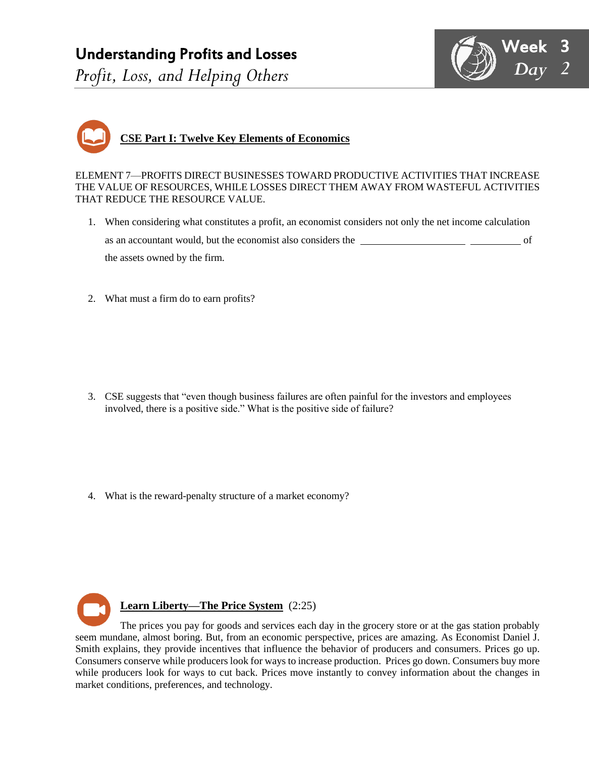# Understanding Profits and Losses

*Profit, Loss, and Helping Others*

Week 3
*Day 2*

## CSE Part I: Twelve Key Elements of Economics

ELEMENT 7—PROFITS DIRECT BUSINESSES TOWARD PRODUCTIVE ACTIVITIES THAT INCREASE THE VALUE OF RESOURCES, WHILE LOSSES DIRECT THEM AWAY FROM WASTEFUL ACTIVITIES THAT REDUCE THE RESOURCE VALUE.

1. When considering what constitutes a profit, an economist considers not only the net income calculation as an accountant would, but the economist also considers the ____________________ __________ of the assets owned by the firm.

2. What must a firm do to earn profits?

3. CSE suggests that "even though business failures are often painful for the investors and employees involved, there is a positive side." What is the positive side of failure?

4. What is the reward-penalty structure of a market economy?

## Learn Liberty—The Price System (2:25)

The prices you pay for goods and services each day in the grocery store or at the gas station probably seem mundane, almost boring. But, from an economic perspective, prices are amazing. As Economist Daniel J. Smith explains, they provide incentives that influence the behavior of producers and consumers. Prices go up. Consumers conserve while producers look for ways to increase production. Prices go down. Consumers buy more while producers look for ways to cut back. Prices move instantly to convey information about the changes in market conditions, preferences, and technology.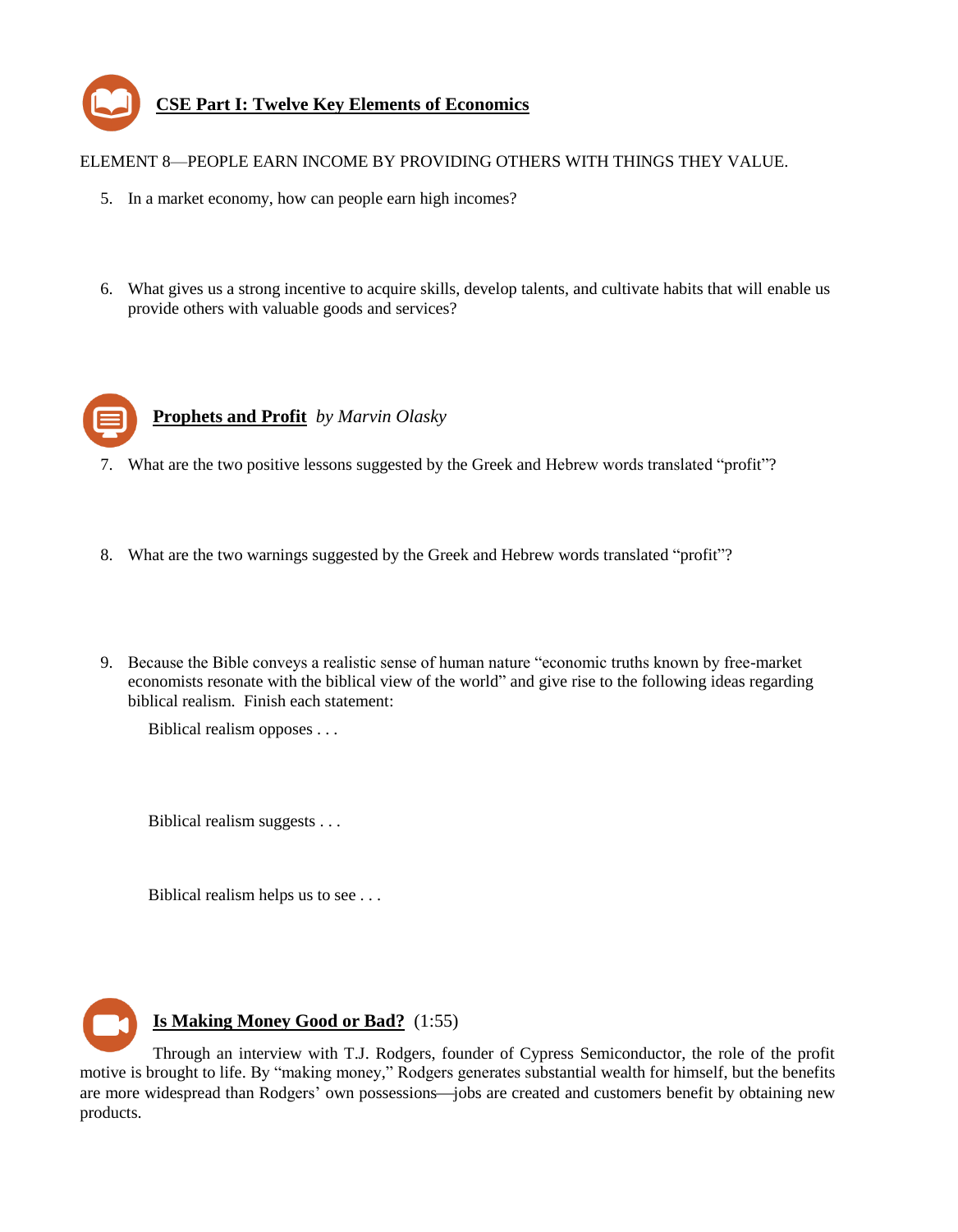## CSE Part I: Twelve Key Elements of Economics

ELEMENT 8—PEOPLE EARN INCOME BY PROVIDING OTHERS WITH THINGS THEY VALUE.

5. In a market economy, how can people earn high incomes?

6. What gives us a strong incentive to acquire skills, develop talents, and cultivate habits that will enable us provide others with valuable goods and services?

## Prophets and Profit *by Marvin Olasky*

7. What are the two positive lessons suggested by the Greek and Hebrew words translated "profit"?

8. What are the two warnings suggested by the Greek and Hebrew words translated "profit"?

9. Because the Bible conveys a realistic sense of human nature "economic truths known by free-market economists resonate with the biblical view of the world" and give rise to the following ideas regarding biblical realism. Finish each statement:

   Biblical realism opposes . . .

   Biblical realism suggests . . .

   Biblical realism helps us to see . . .

## Is Making Money Good or Bad? (1:55)

Through an interview with T.J. Rodgers, founder of Cypress Semiconductor, the role of the profit motive is brought to life. By "making money," Rodgers generates substantial wealth for himself, but the benefits are more widespread than Rodgers' own possessions—jobs are created and customers benefit by obtaining new products.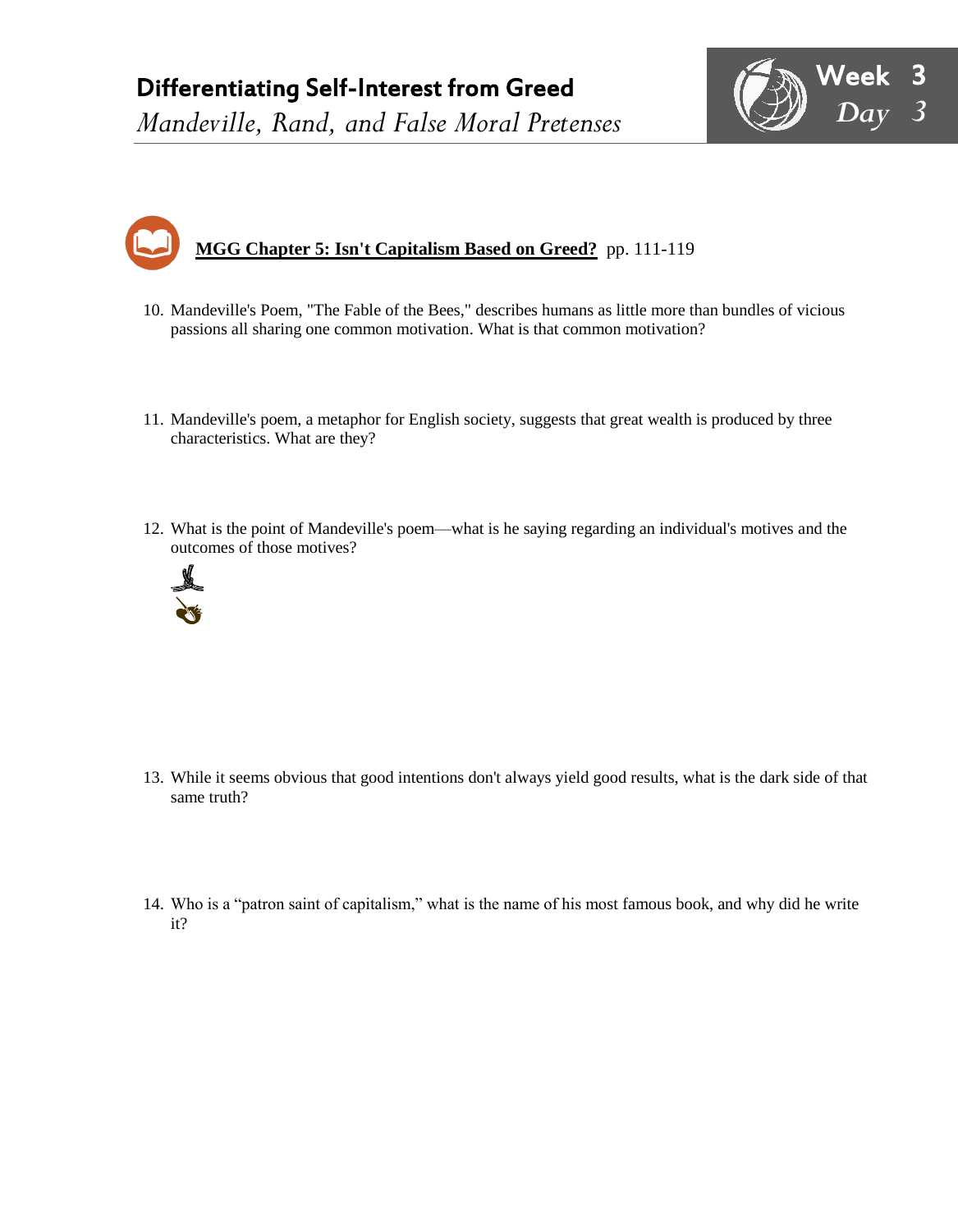# Differentiating Self-Interest from Greed

*Mandeville, Rand, and False Moral Pretenses*

**MGG Chapter 5: Isn't Capitalism Based on Greed?** pp. 111-119

10. Mandeville's Poem, "The Fable of the Bees," describes humans as little more than bundles of vicious passions all sharing one common motivation. What is that common motivation?

11. Mandeville's poem, a metaphor for English society, suggests that great wealth is produced by three characteristics. What are they?

12. What is the point of Mandeville's poem—what is he saying regarding an individual's motives and the outcomes of those motives?

13. While it seems obvious that good intentions don't always yield good results, what is the dark side of that same truth?

14. Who is a "patron saint of capitalism," what is the name of his most famous book, and why did he write it?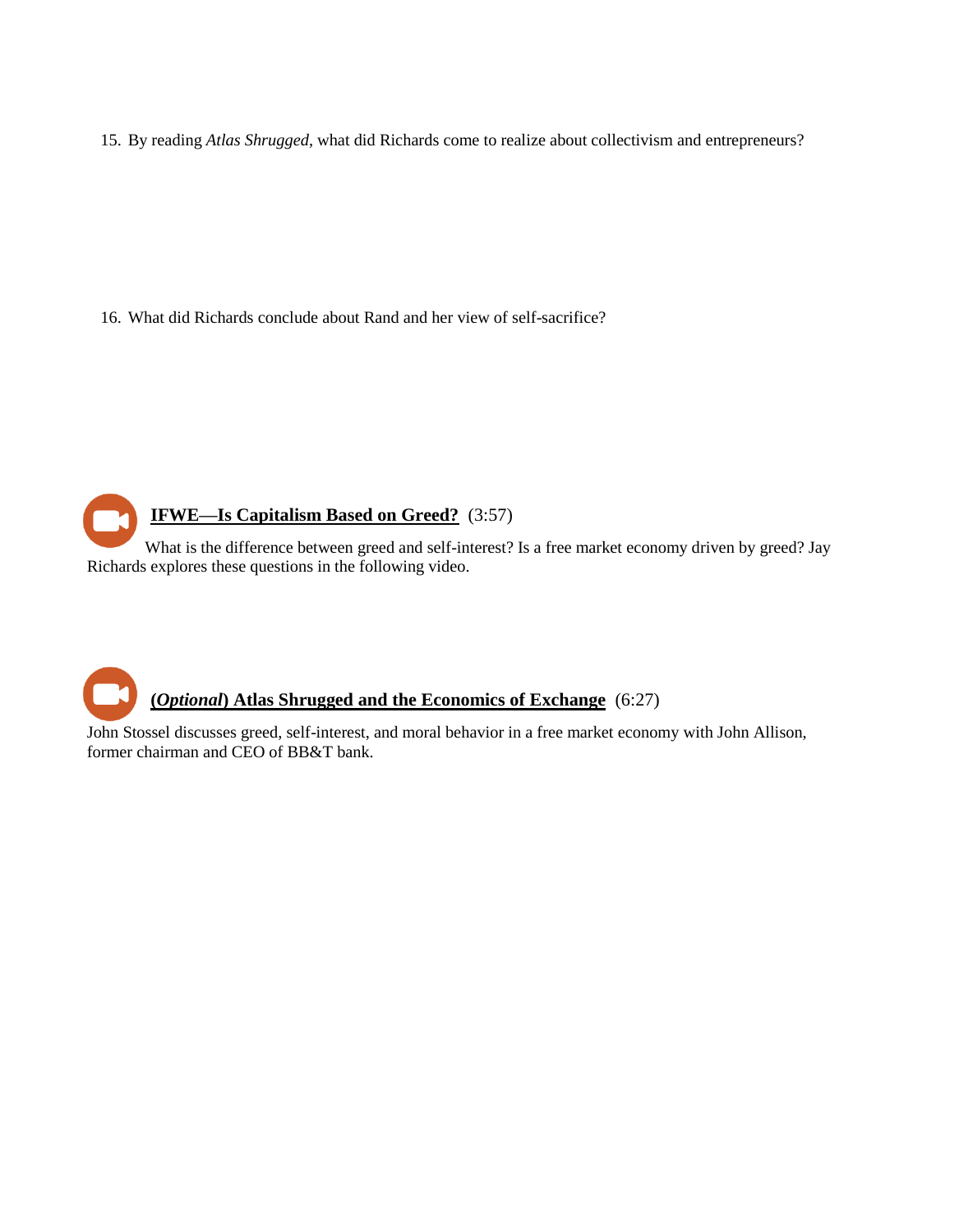15. By reading *Atlas Shrugged*, what did Richards come to realize about collectivism and entrepreneurs?

16. What did Richards conclude about Rand and her view of self-sacrifice?

**IFWE—Is Capitalism Based on Greed?** (3:57)

What is the difference between greed and self-interest? Is a free market economy driven by greed? Jay Richards explores these questions in the following video.

**(*Optional*) Atlas Shrugged and the Economics of Exchange** (6:27)

John Stossel discusses greed, self-interest, and moral behavior in a free market economy with John Allison, former chairman and CEO of BB&T bank.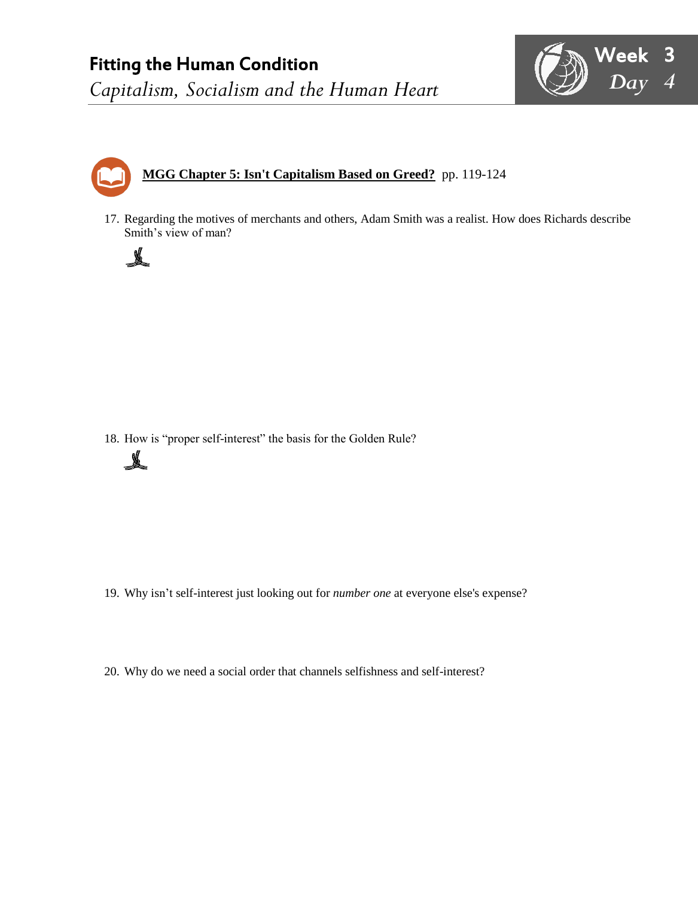## Fitting the Human Condition

*Capitalism, Socialism and the Human Heart*

Week 3
*Day 4*

**MGG Chapter 5: Isn't Capitalism Based on Greed?** pp. 119-124

17. Regarding the motives of merchants and others, Adam Smith was a realist. How does Richards describe Smith's view of man?

18. How is "proper self-interest" the basis for the Golden Rule?

19. Why isn't self-interest just looking out for *number one* at everyone else's expense?

20. Why do we need a social order that channels selfishness and self-interest?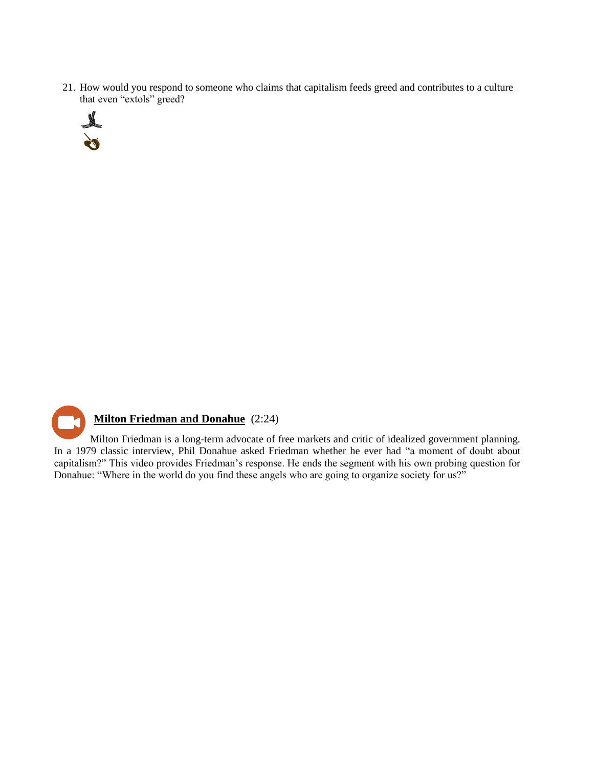21. How would you respond to someone who claims that capitalism feeds greed and contributes to a culture that even "extols" greed?

**Milton Friedman and Donahue** (2:24)

Milton Friedman is a long-term advocate of free markets and critic of idealized government planning. In a 1979 classic interview, Phil Donahue asked Friedman whether he ever had "a moment of doubt about capitalism?" This video provides Friedman's response. He ends the segment with his own probing question for Donahue: "Where in the world do you find these angels who are going to organize society for us?"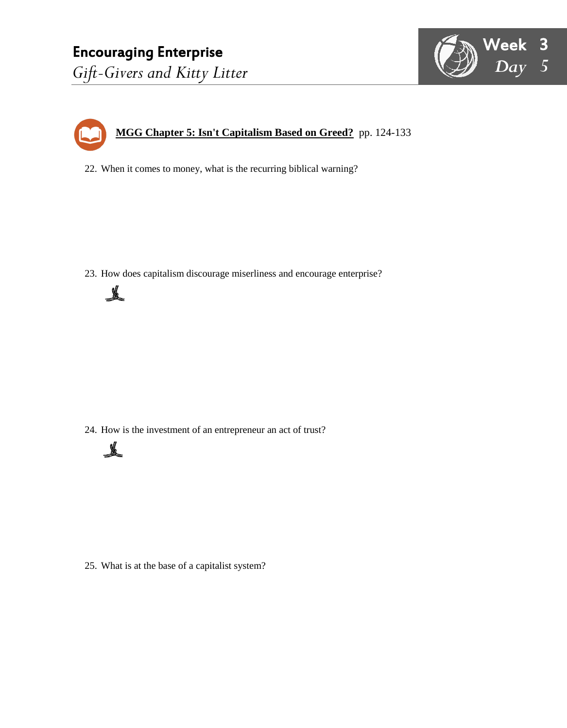# Encouraging Enterprise

*Gift-Givers and Kitty Litter*

**Week 3 Day 5**

**MGG Chapter 5: Isn't Capitalism Based on Greed?** pp. 124-133

22. When it comes to money, what is the recurring biblical warning?

23. How does capitalism discourage miserliness and encourage enterprise?

24. How is the investment of an entrepreneur an act of trust?

25. What is at the base of a capitalist system?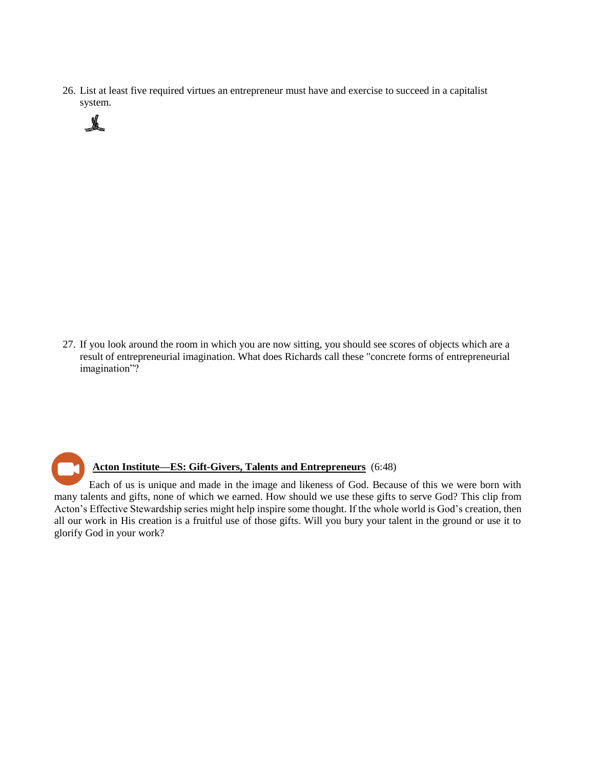26. List at least five required virtues an entrepreneur must have and exercise to succeed in a capitalist system.

27. If you look around the room in which you are now sitting, you should see scores of objects which are a result of entrepreneurial imagination. What does Richards call these "concrete forms of entrepreneurial imagination"?

**Acton Institute—ES: Gift-Givers, Talents and Entrepreneurs** (6:48)

Each of us is unique and made in the image and likeness of God. Because of this we were born with many talents and gifts, none of which we earned. How should we use these gifts to serve God? This clip from Acton's Effective Stewardship series might help inspire some thought. If the whole world is God's creation, then all our work in His creation is a fruitful use of those gifts. Will you bury your talent in the ground or use it to glorify God in your work?